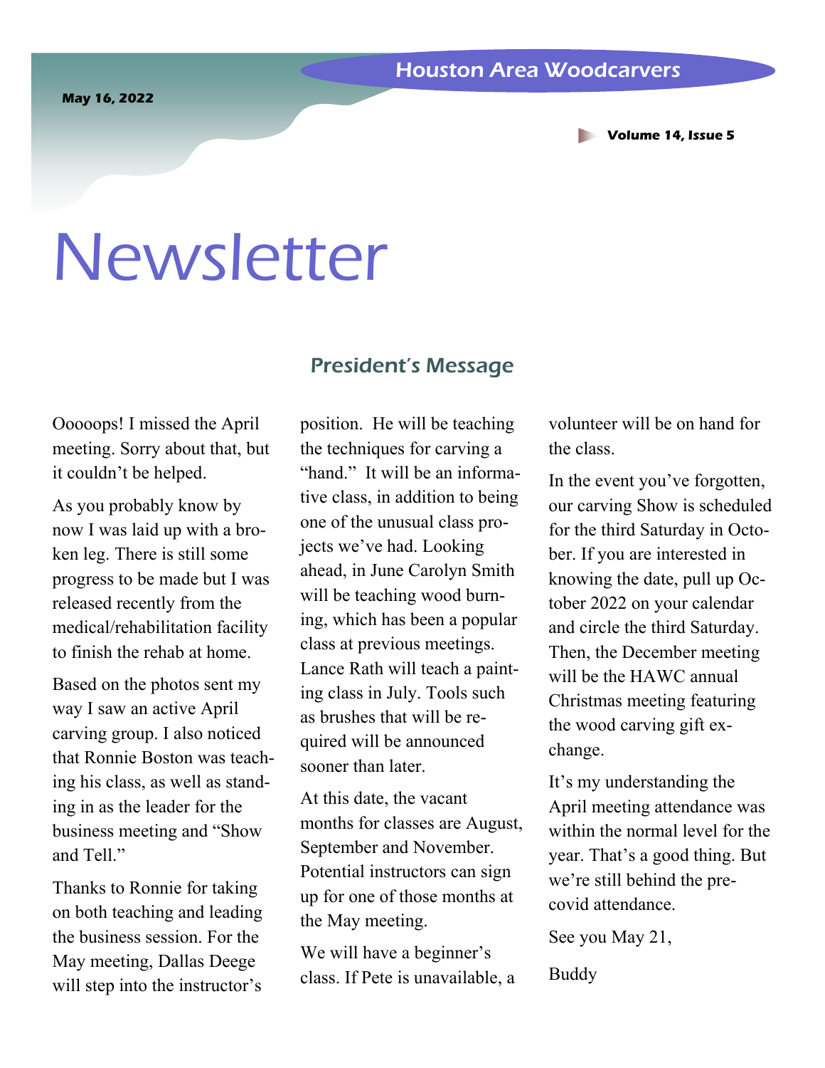Houston Area Woodcarvers

May 16, 2022

Volume 14, Issue 5

# Newsletter

## President's Message

Oooooops! I missed the April meeting. Sorry about that, but it couldn't be helped.

As you probably know by now I was laid up with a broken leg. There is still some progress to be made but I was released recently from the medical/rehabilitation facility to finish the rehab at home.

Based on the photos sent my way I saw an active April carving group. I also noticed that Ronnie Boston was teaching his class, as well as standing in as the leader for the business meeting and "Show and Tell."

Thanks to Ronnie for taking on both teaching and leading the business session. For the May meeting, Dallas Deege will step into the instructor's position. He will be teaching the techniques for carving a "hand." It will be an informative class, in addition to being one of the unusual class projects we've had. Looking ahead, in June Carolyn Smith will be teaching wood burning, which has been a popular class at previous meetings. Lance Rath will teach a painting class in July. Tools such as brushes that will be required will be announced sooner than later.

At this date, the vacant months for classes are August, September and November. Potential instructors can sign up for one of those months at the May meeting.

We will have a beginner's class. If Pete is unavailable, a volunteer will be on hand for the class.

In the event you've forgotten, our carving Show is scheduled for the third Saturday in October. If you are interested in knowing the date, pull up October 2022 on your calendar and circle the third Saturday. Then, the December meeting will be the HAWC annual Christmas meeting featuring the wood carving gift exchange.

It's my understanding the April meeting attendance was within the normal level for the year. That's a good thing. But we're still behind the pre-covid attendance.

See you May 21,

Buddy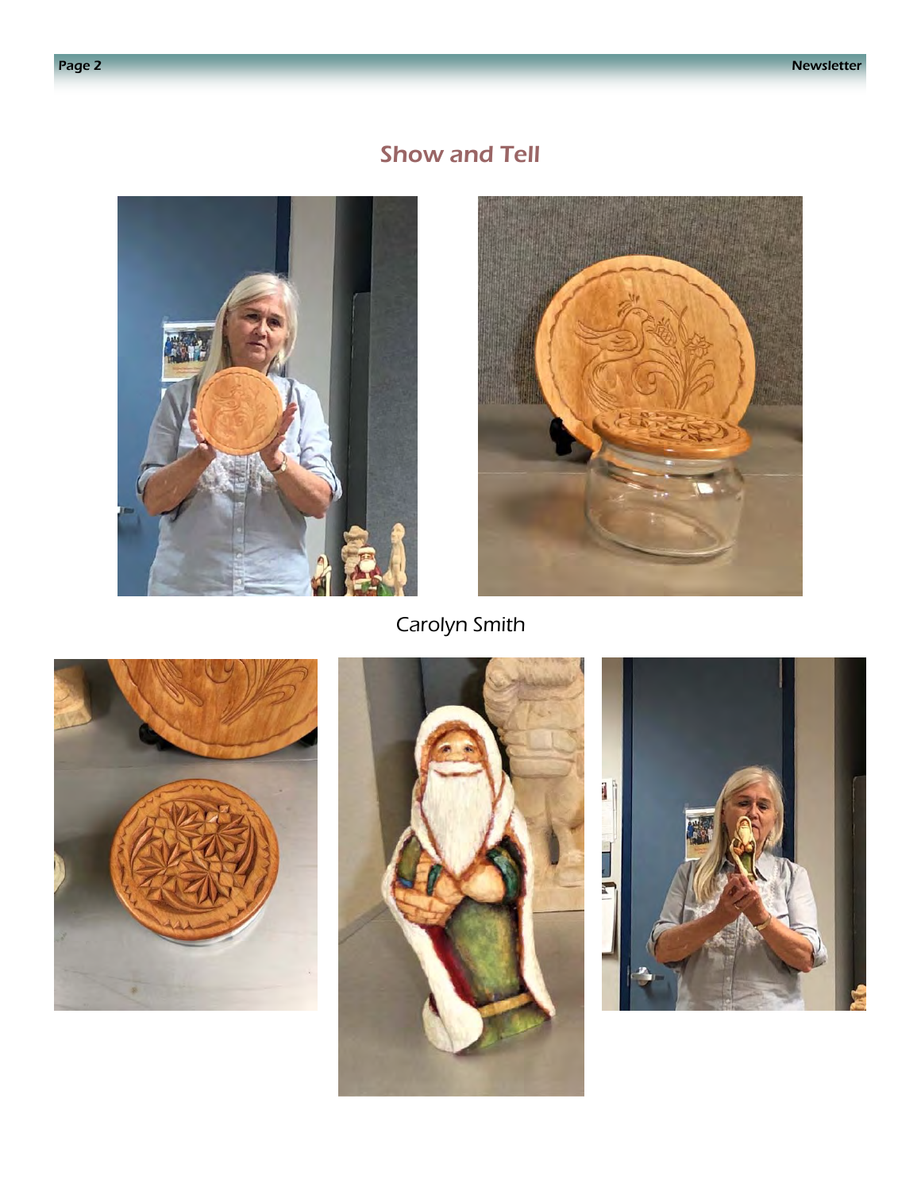## Show and Tell

Carolyn Smith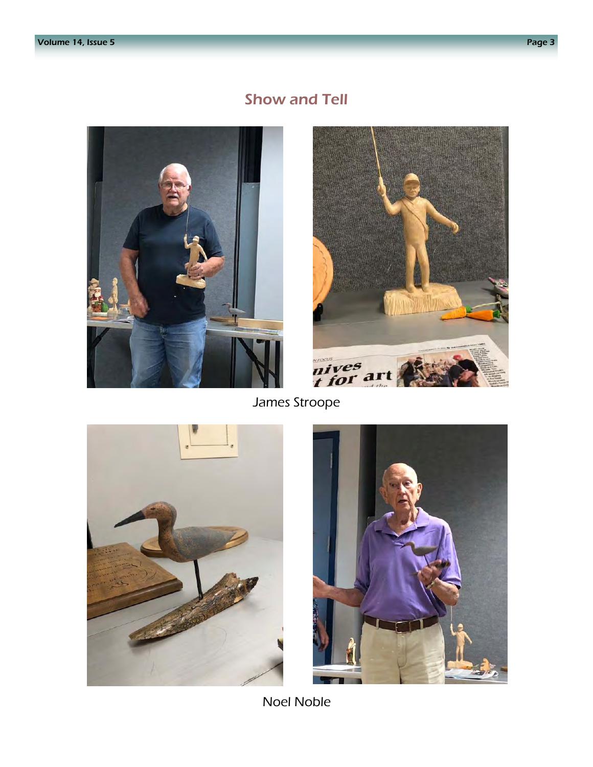## Show and Tell

James Stroope

Noel Noble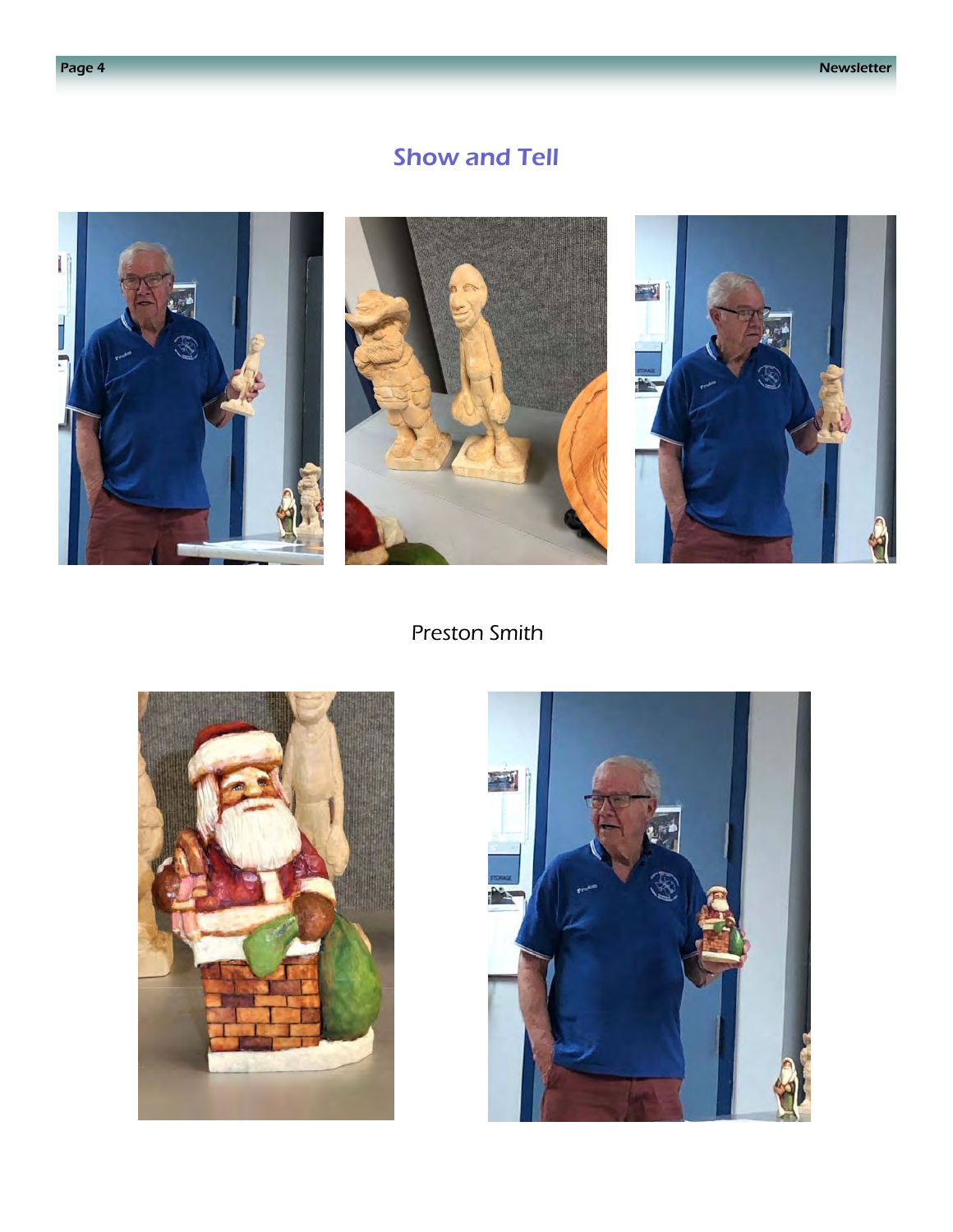## Show and Tell

Preston Smith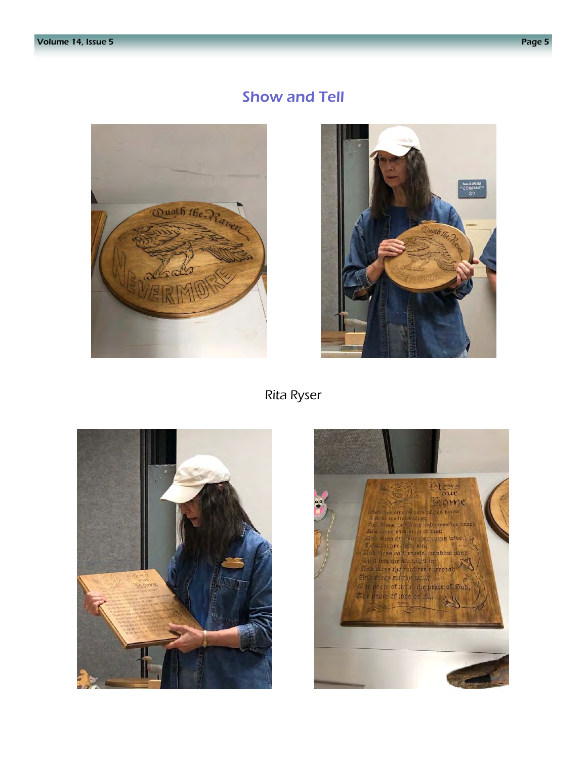## Show and Tell

Rita Ryser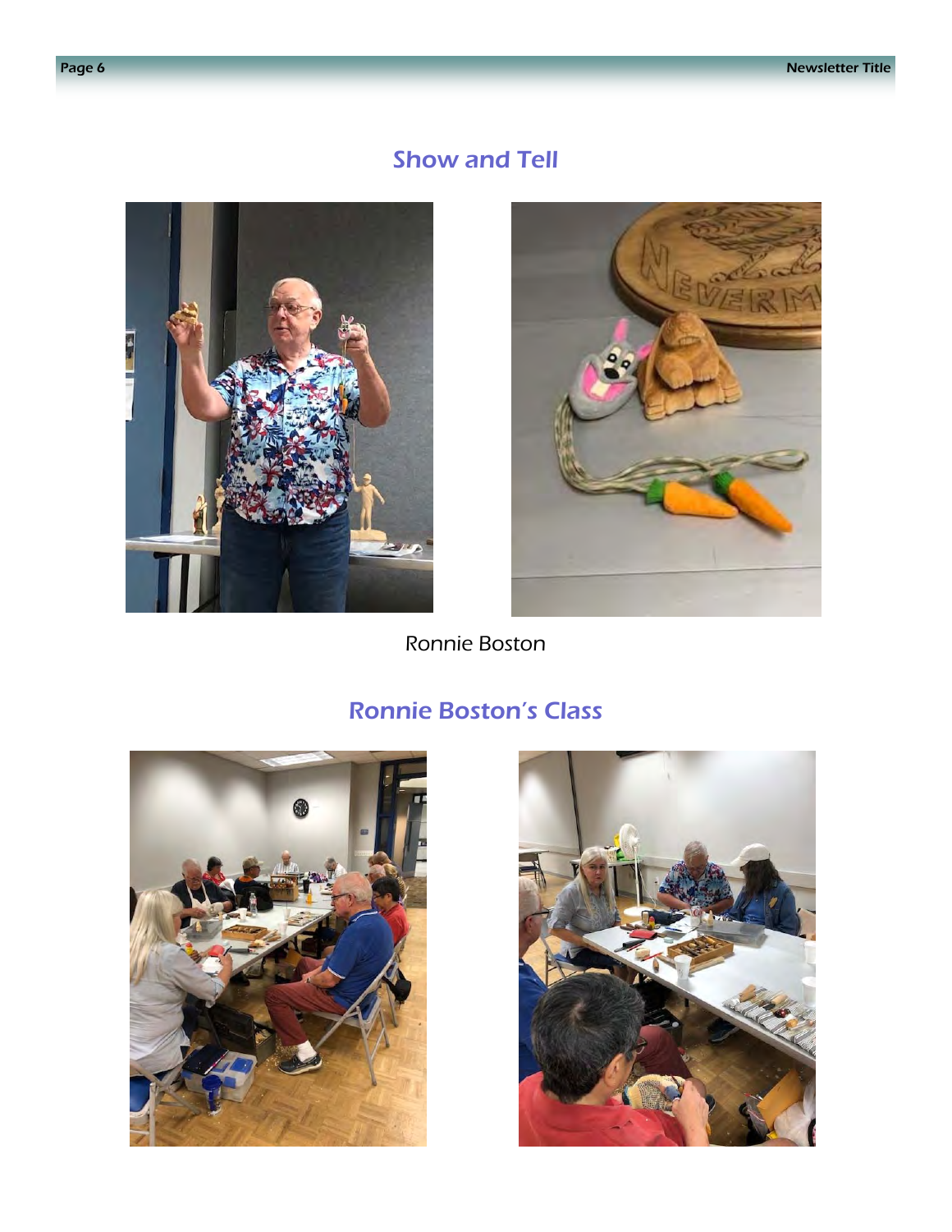## Show and Tell

Ronnie Boston

## Ronnie Boston's Class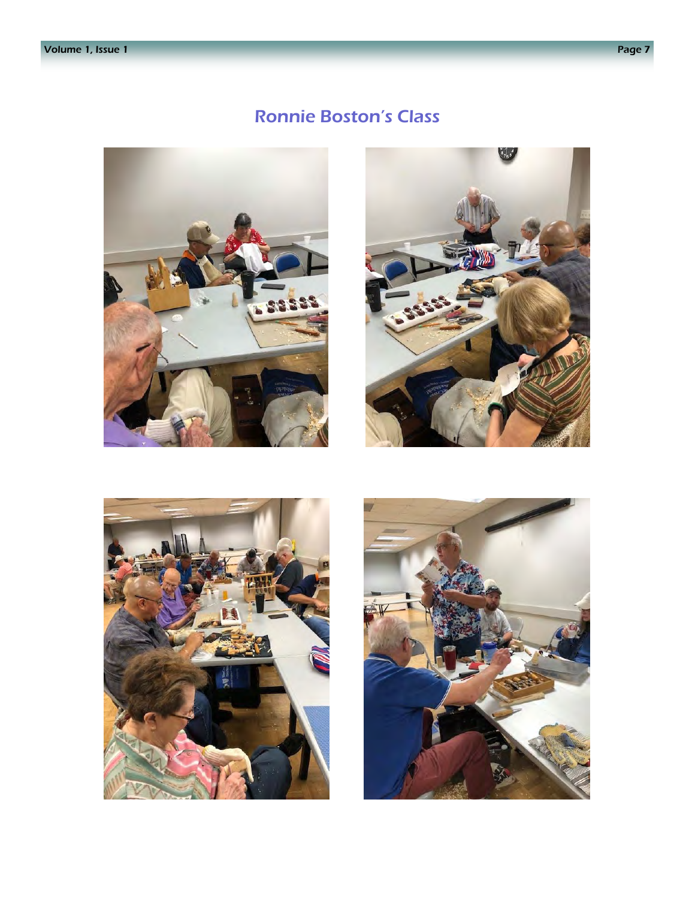## Ronnie Boston's Class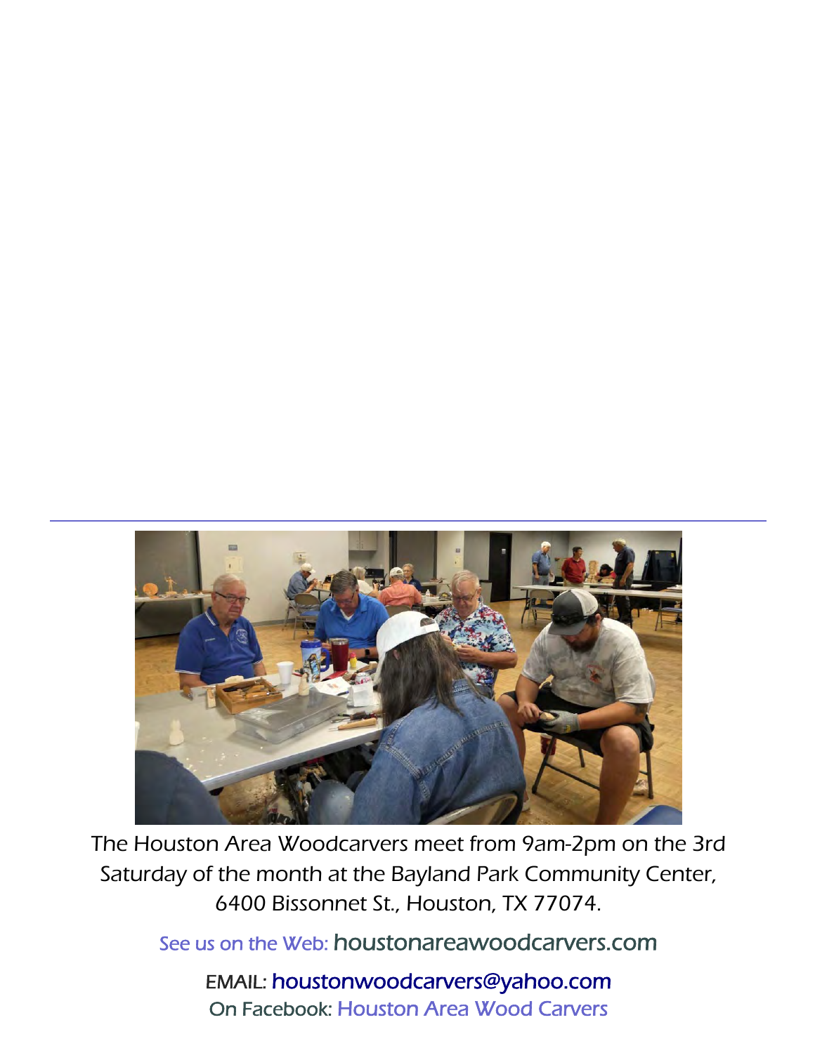The Houston Area Woodcarvers meet from 9am-2pm on the 3rd Saturday of the month at the Bayland Park Community Center, 6400 Bissonnet St., Houston, TX 77074.

See us on the Web: houstonareawoodcarvers.com

EMAIL: houstonwoodcarvers@yahoo.com

On Facebook: Houston Area Wood Carvers